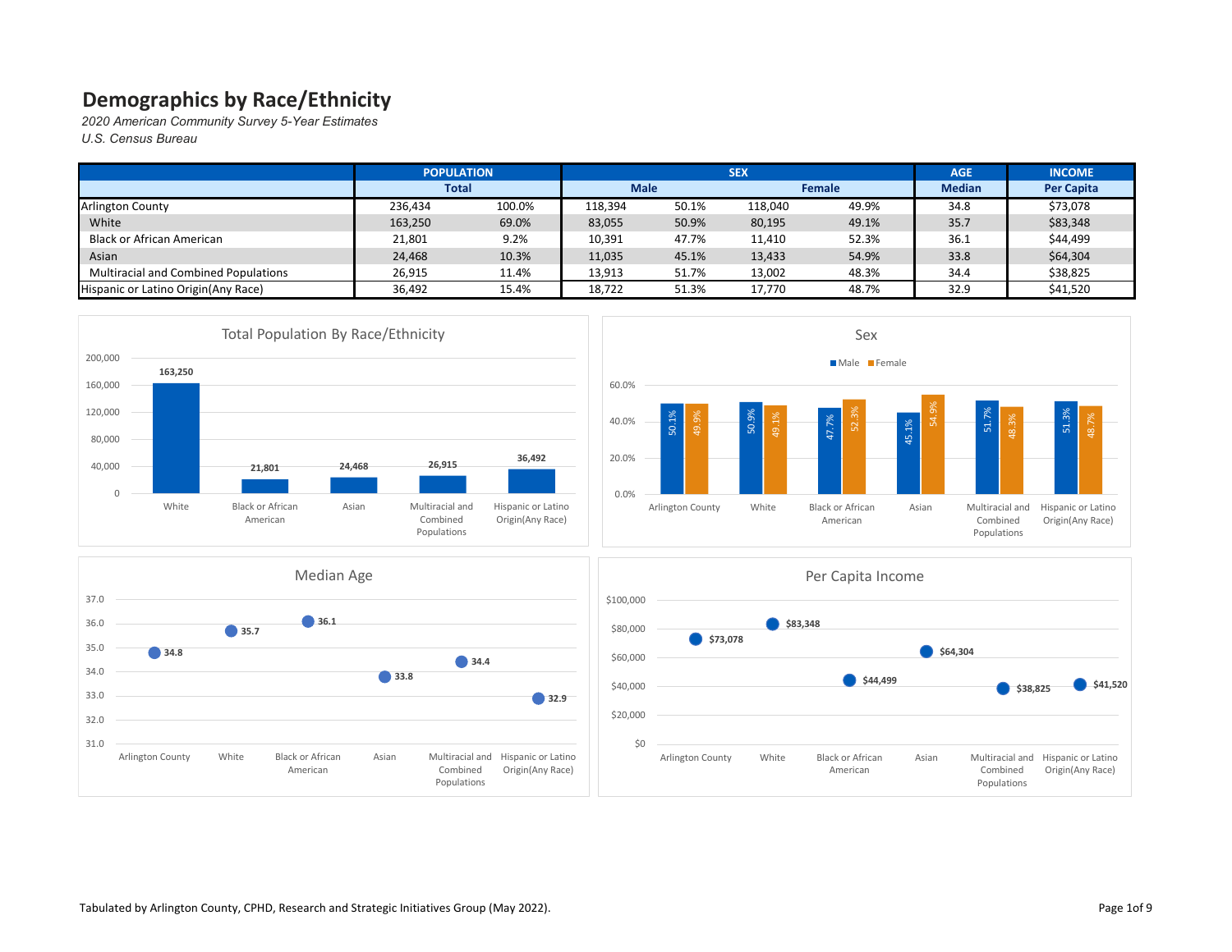# Demographics by Race/Ethnicity

*2020 American Community Survey 5-Year Estimates*
*U.S. Census Bureau*

| | POPULATION | | SEX | | | | AGE | INCOME |
|---|---|---|---|---|---|---|---|---|
| | Total | | Male | | Female | | Median | Per Capita |
| Arlington County | 236,434 | 100.0% | 118,394 | 50.1% | 118,040 | 49.9% | 34.8 | $73,078 |
| White | 163,250 | 69.0% | 83,055 | 50.9% | 80,195 | 49.1% | 35.7 | $83,348 |
| Black or African American | 21,801 | 9.2% | 10,391 | 47.7% | 11,410 | 52.3% | 36.1 | $44,499 |
| Asian | 24,468 | 10.3% | 11,035 | 45.1% | 13,433 | 54.9% | 33.8 | $64,304 |
| Multiracial and Combined Populations | 26,915 | 11.4% | 13,913 | 51.7% | 13,002 | 48.3% | 34.4 | $38,825 |
| Hispanic or Latino Origin(Any Race) | 36,492 | 15.4% | 18,722 | 51.3% | 17,770 | 48.7% | 32.9 | $41,520 |

Tabulated by Arlington County, CPHD, Research and Strategic Initiatives Group (May 2022).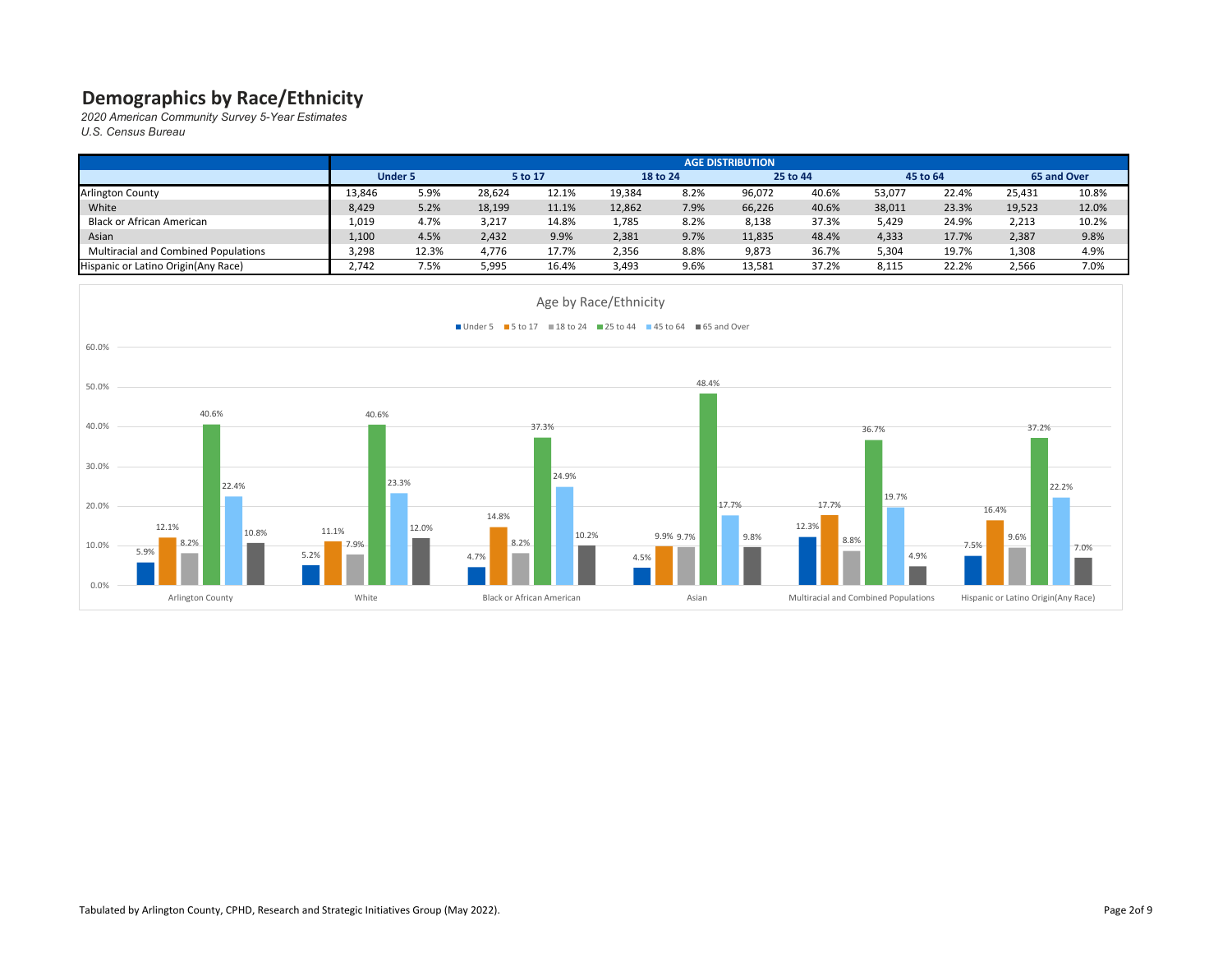# Demographics by Race/Ethnicity

*2020 American Community Survey 5-Year Estimates*
*U.S. Census Bureau*

| | AGE DISTRIBUTION | | | | | | | | | | | |
|---|---|---|---|---|---|---|---|---|---|---|---|---|
| | Under 5 | | 5 to 17 | | 18 to 24 | | 25 to 44 | | 45 to 64 | | 65 and Over | |
| Arlington County | 13,846 | 5.9% | 28,624 | 12.1% | 19,384 | 8.2% | 96,072 | 40.6% | 53,077 | 22.4% | 25,431 | 10.8% |
| White | 8,429 | 5.2% | 18,199 | 11.1% | 12,862 | 7.9% | 66,226 | 40.6% | 38,011 | 23.3% | 19,523 | 12.0% |
| Black or African American | 1,019 | 4.7% | 3,217 | 14.8% | 1,785 | 8.2% | 8,138 | 37.3% | 5,429 | 24.9% | 2,213 | 10.2% |
| Asian | 1,100 | 4.5% | 2,432 | 9.9% | 2,381 | 9.7% | 11,835 | 48.4% | 4,333 | 17.7% | 2,387 | 9.8% |
| Multiracial and Combined Populations | 3,298 | 12.3% | 4,776 | 17.7% | 2,356 | 8.8% | 9,873 | 36.7% | 5,304 | 19.7% | 1,308 | 4.9% |
| Hispanic or Latino Origin(Any Race) | 2,742 | 7.5% | 5,995 | 16.4% | 3,493 | 9.6% | 13,581 | 37.2% | 8,115 | 22.2% | 2,566 | 7.0% |

Age by Race/Ethnicity

| | Under 5 | 5 to 17 | 18 to 24 | 25 to 44 | 45 to 64 | 65 and Over |
|---|---|---|---|---|---|---|
| Arlington County | 5.9% | 12.1% | 8.2% | 40.6% | 22.4% | 10.8% |
| White | 5.2% | 11.1% | 7.9% | 40.6% | 23.3% | 12.0% |
| Black or African American | 4.7% | 14.8% | 8.2% | 37.3% | 24.9% | 10.2% |
| Asian | 4.5% | 9.9% | 9.7% | 48.4% | 17.7% | 9.8% |
| Multiracial and Combined Populations | 12.3% | 17.7% | 8.8% | 36.7% | 19.7% | 4.9% |
| Hispanic or Latino Origin(Any Race) | 7.5% | 16.4% | 9.6% | 37.2% | 22.2% | 7.0% |

Tabulated by Arlington County, CPHD, Research and Strategic Initiatives Group (May 2022).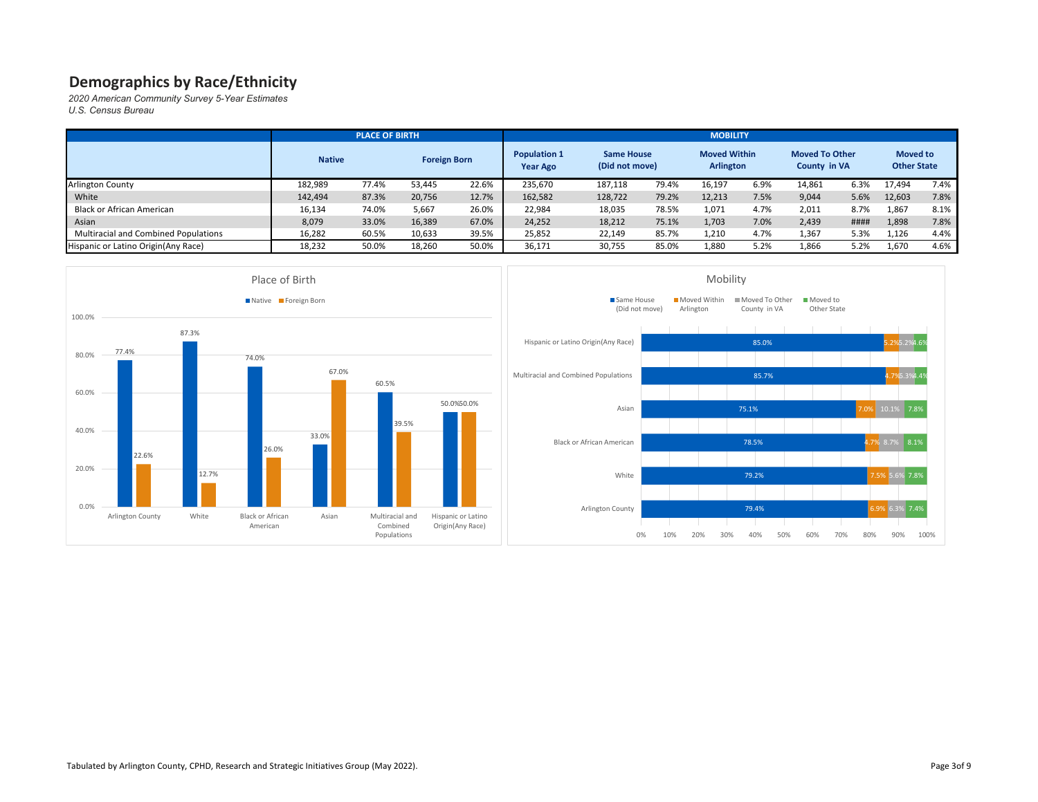# Demographics by Race/Ethnicity

*2020 American Community Survey 5-Year Estimates*
*U.S. Census Bureau*

| | PLACE OF BIRTH | | | | MOBILITY | | | | | | | | |
|---|---|---|---|---|---|---|---|---|---|---|---|---|---|
| | Native | | Foreign Born | | Population 1 Year Ago | Same House (Did not move) | | Moved Within Arlington | | Moved To Other County in VA | | Moved to Other State | |
| Arlington County | 182,989 | 77.4% | 53,445 | 22.6% | 235,670 | 187,118 | 79.4% | 16,197 | 6.9% | 14,861 | 6.3% | 17,494 | 7.4% |
| White | 142,494 | 87.3% | 20,756 | 12.7% | 162,582 | 128,722 | 79.2% | 12,213 | 7.5% | 9,044 | 5.6% | 12,603 | 7.8% |
| Black or African American | 16,134 | 74.0% | 5,667 | 26.0% | 22,984 | 18,035 | 78.5% | 1,071 | 4.7% | 2,011 | 8.7% | 1,867 | 8.1% |
| Asian | 8,079 | 33.0% | 16,389 | 67.0% | 24,252 | 18,212 | 75.1% | 1,703 | 7.0% | 2,439 | #### | 1,898 | 7.8% |
| Multiracial and Combined Populations | 16,282 | 60.5% | 10,633 | 39.5% | 25,852 | 22,149 | 85.7% | 1,210 | 4.7% | 1,367 | 5.3% | 1,126 | 4.4% |
| Hispanic or Latino Origin(Any Race) | 18,232 | 50.0% | 18,260 | 50.0% | 36,171 | 30,755 | 85.0% | 1,880 | 5.2% | 1,866 | 5.2% | 1,670 | 4.6% |

Tabulated by Arlington County, CPHD, Research and Strategic Initiatives Group (May 2022).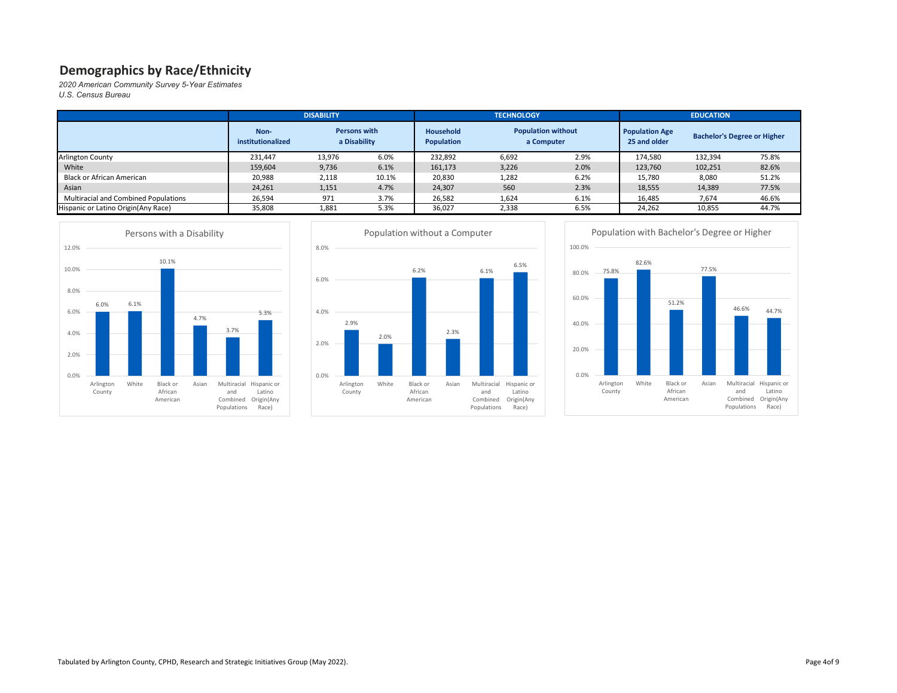# Demographics by Race/Ethnicity

*2020 American Community Survey 5-Year Estimates*
*U.S. Census Bureau*

| | DISABILITY | | | TECHNOLOGY | | | EDUCATION | | |
|---|---|---|---|---|---|---|---|---|---|
| | Non-institutionalized | Persons with a Disability | | Household Population | Population without a Computer | | Population Age 25 and older | Bachelor's Degree or Higher | |
| Arlington County | 231,447 | 13,976 | 6.0% | 232,892 | 6,692 | 2.9% | 174,580 | 132,394 | 75.8% |
| White | 159,604 | 9,736 | 6.1% | 161,173 | 3,226 | 2.0% | 123,760 | 102,251 | 82.6% |
| Black or African American | 20,988 | 2,118 | 10.1% | 20,830 | 1,282 | 6.2% | 15,780 | 8,080 | 51.2% |
| Asian | 24,261 | 1,151 | 4.7% | 24,307 | 560 | 2.3% | 18,555 | 14,389 | 77.5% |
| Multiracial and Combined Populations | 26,594 | 971 | 3.7% | 26,582 | 1,624 | 6.1% | 16,485 | 7,674 | 46.6% |
| Hispanic or Latino Origin(Any Race) | 35,808 | 1,881 | 5.3% | 36,027 | 2,338 | 6.5% | 24,262 | 10,855 | 44.7% |

**Persons with a Disability**

| | Percent |
|---|---|
| Arlington County | 6.0% |
| White | 6.1% |
| Black or African American | 10.1% |
| Asian | 4.7% |
| Multiracial and Combined Populations | 3.7% |
| Hispanic or Latino Origin(Any Race) | 5.3% |

**Population without a Computer**

| | Percent |
|---|---|
| Arlington County | 2.9% |
| White | 2.0% |
| Black or African American | 6.2% |
| Asian | 2.3% |
| Multiracial and Combined Populations | 6.1% |
| Hispanic or Latino Origin(Any Race) | 6.5% |

**Population with Bachelor's Degree or Higher**

| | Percent |
|---|---|
| Arlington County | 75.8% |
| White | 82.6% |
| Black or African American | 51.2% |
| Asian | 77.5% |
| Multiracial and Combined Populations | 46.6% |
| Hispanic or Latino Origin(Any Race) | 44.7% |

Tabulated by Arlington County, CPHD, Research and Strategic Initiatives Group (May 2022).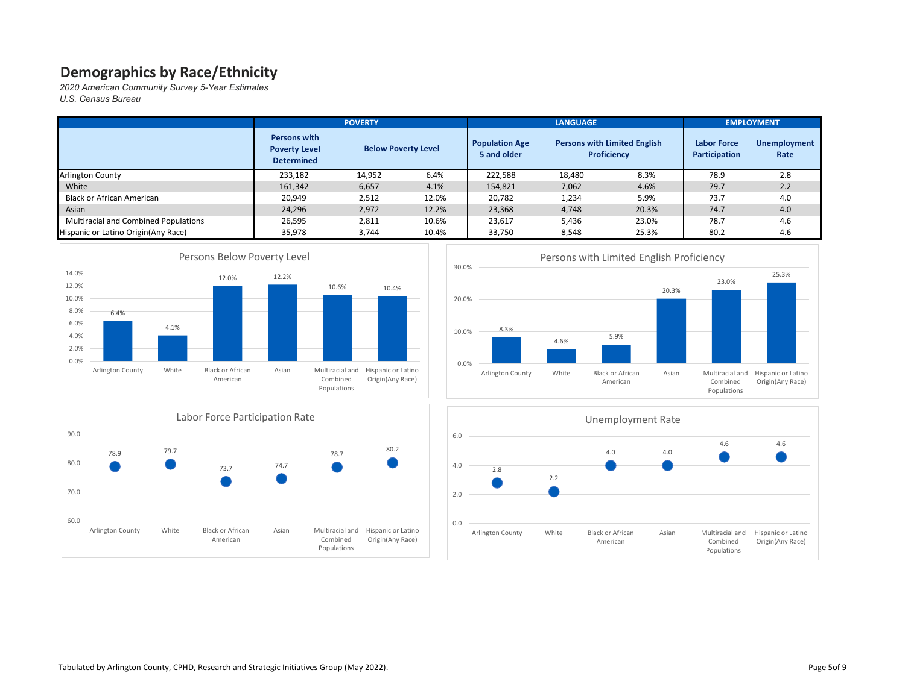# Demographics by Race/Ethnicity

*2020 American Community Survey 5-Year Estimates*
*U.S. Census Bureau*

| | POVERTY | | | LANGUAGE | | | EMPLOYMENT | |
|---|---|---|---|---|---|---|---|---|
| | Persons with Poverty Level Determined | Below Poverty Level | | Population Age 5 and older | Persons with Limited English Proficiency | | Labor Force Participation | Unemployment Rate |
| Arlington County | 233,182 | 14,952 | 6.4% | 222,588 | 18,480 | 8.3% | 78.9 | 2.8 |
| White | 161,342 | 6,657 | 4.1% | 154,821 | 7,062 | 4.6% | 79.7 | 2.2 |
| Black or African American | 20,949 | 2,512 | 12.0% | 20,782 | 1,234 | 5.9% | 73.7 | 4.0 |
| Asian | 24,296 | 2,972 | 12.2% | 23,368 | 4,748 | 20.3% | 74.7 | 4.0 |
| Multiracial and Combined Populations | 26,595 | 2,811 | 10.6% | 23,617 | 5,436 | 23.0% | 78.7 | 4.6 |
| Hispanic or Latino Origin(Any Race) | 35,978 | 3,744 | 10.4% | 33,750 | 8,548 | 25.3% | 80.2 | 4.6 |

Persons Below Poverty Level

| | Arlington County | White | Black or African American | Asian | Multiracial and Combined Populations | Hispanic or Latino Origin(Any Race) |
|---|---|---|---|---|---|---|
| Below Poverty Level | 6.4% | 4.1% | 12.0% | 12.2% | 10.6% | 10.4% |

Persons with Limited English Proficiency

| | Arlington County | White | Black or African American | Asian | Multiracial and Combined Populations | Hispanic or Latino Origin(Any Race) |
|---|---|---|---|---|---|---|
| Limited English Proficiency | 8.3% | 4.6% | 5.9% | 20.3% | 23.0% | 25.3% |

Labor Force Participation Rate

| | Arlington County | White | Black or African American | Asian | Multiracial and Combined Populations | Hispanic or Latino Origin(Any Race) |
|---|---|---|---|---|---|---|
| Labor Force Participation Rate | 78.9 | 79.7 | 73.7 | 74.7 | 78.7 | 80.2 |

Unemployment Rate

| | Arlington County | White | Black or African American | Asian | Multiracial and Combined Populations | Hispanic or Latino Origin(Any Race) |
|---|---|---|---|---|---|---|
| Unemployment Rate | 2.8 | 2.2 | 4.0 | 4.0 | 4.6 | 4.6 |

Tabulated by Arlington County, CPHD, Research and Strategic Initiatives Group (May 2022).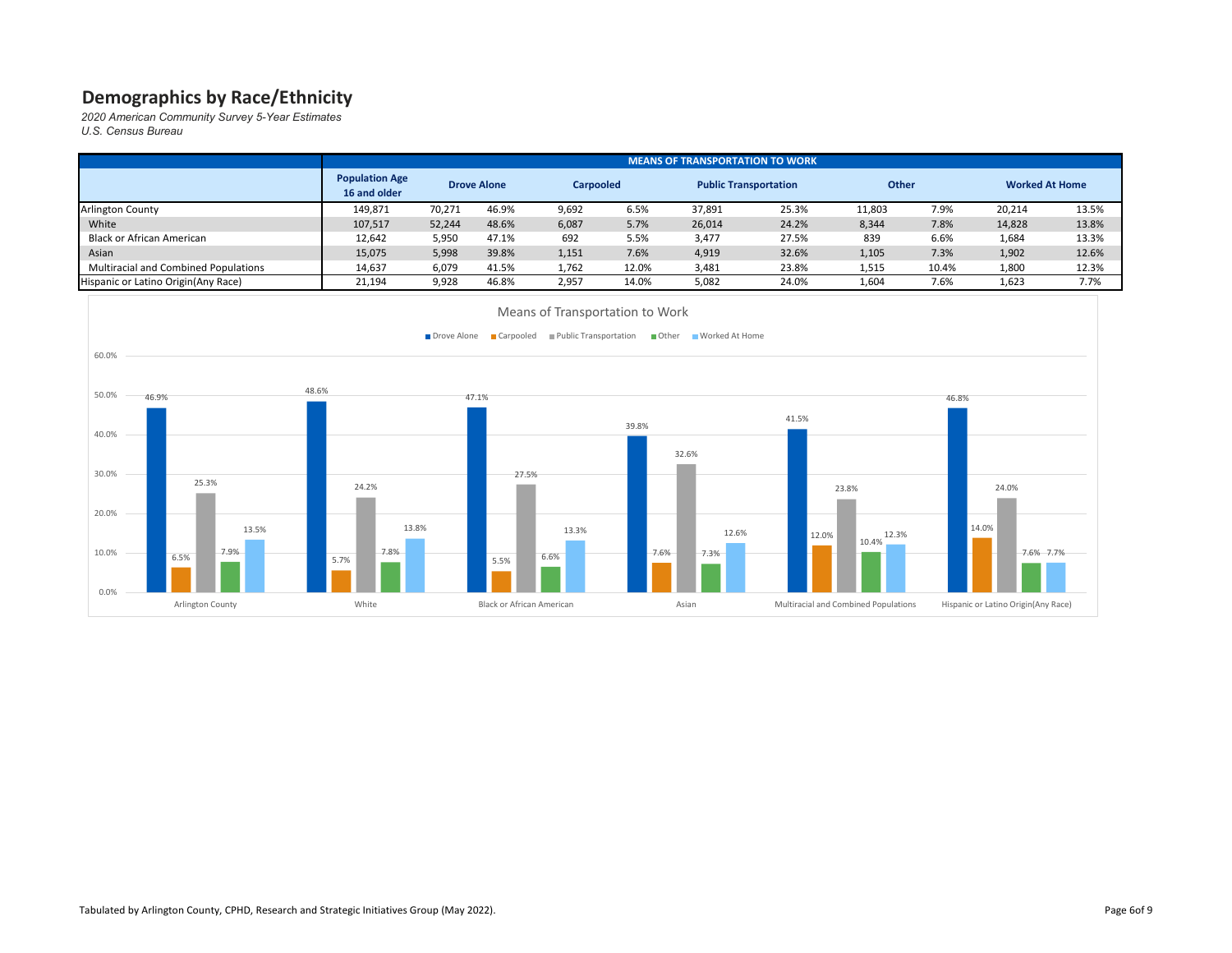# Demographics by Race/Ethnicity

*2020 American Community Survey 5-Year Estimates*
*U.S. Census Bureau*

| | MEANS OF TRANSPORTATION TO WORK | | | | | | | | | | |
|---|---|---|---|---|---|---|---|---|---|---|---|
| | **Population Age 16 and older** | **Drove Alone** | | **Carpooled** | | **Public Transportation** | | **Other** | | **Worked At Home** | |
| Arlington County | 149,871 | 70,271 | 46.9% | 9,692 | 6.5% | 37,891 | 25.3% | 11,803 | 7.9% | 20,214 | 13.5% |
| White | 107,517 | 52,244 | 48.6% | 6,087 | 5.7% | 26,014 | 24.2% | 8,344 | 7.8% | 14,828 | 13.8% |
| Black or African American | 12,642 | 5,950 | 47.1% | 692 | 5.5% | 3,477 | 27.5% | 839 | 6.6% | 1,684 | 13.3% |
| Asian | 15,075 | 5,998 | 39.8% | 1,151 | 7.6% | 4,919 | 32.6% | 1,105 | 7.3% | 1,902 | 12.6% |
| Multiracial and Combined Populations | 14,637 | 6,079 | 41.5% | 1,762 | 12.0% | 3,481 | 23.8% | 1,515 | 10.4% | 1,800 | 12.3% |
| Hispanic or Latino Origin(Any Race) | 21,194 | 9,928 | 46.8% | 2,957 | 14.0% | 5,082 | 24.0% | 1,604 | 7.6% | 1,623 | 7.7% |

Means of Transportation to Work

| | Drove Alone | Carpooled | Public Transportation | Other | Worked At Home |
|---|---|---|---|---|---|
| Arlington County | 46.9% | 6.5% | 25.3% | 7.9% | 13.5% |
| White | 48.6% | 5.7% | 24.2% | 7.8% | 13.8% |
| Black or African American | 47.1% | 5.5% | 27.5% | 6.6% | 13.3% |
| Asian | 39.8% | 7.6% | 32.6% | 7.3% | 12.6% |
| Multiracial and Combined Populations | 41.5% | 12.0% | 23.8% | 10.4% | 12.3% |
| Hispanic or Latino Origin(Any Race) | 46.8% | 14.0% | 24.0% | 7.6% | 7.7% |

Tabulated by Arlington County, CPHD, Research and Strategic Initiatives Group (May 2022).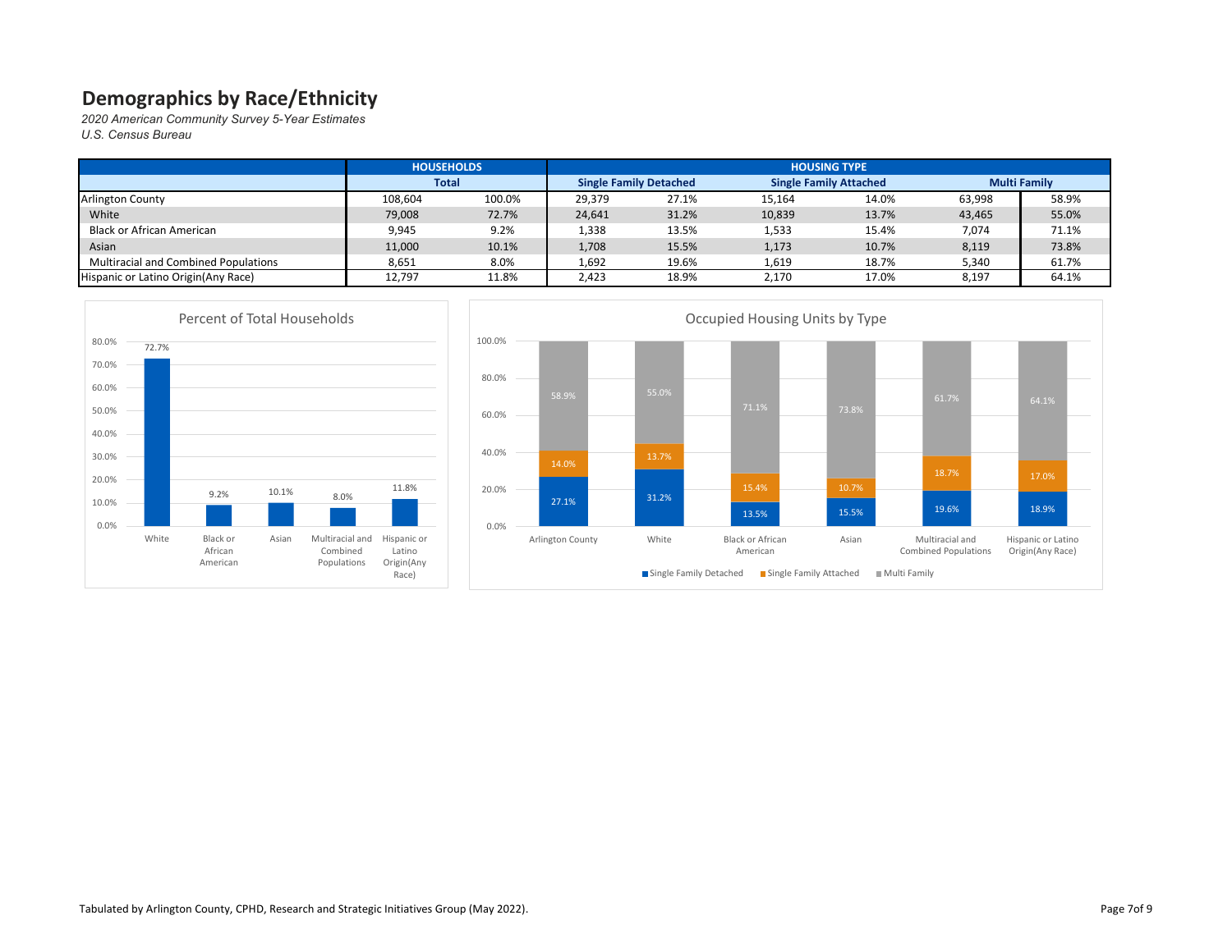# Demographics by Race/Ethnicity

*2020 American Community Survey 5-Year Estimates*
*U.S. Census Bureau*

| | HOUSEHOLDS | | HOUSING TYPE | | | | | |
|---|---|---|---|---|---|---|---|---|
| | Total | | Single Family Detached | | Single Family Attached | | Multi Family | |
| Arlington County | 108,604 | 100.0% | 29,379 | 27.1% | 15,164 | 14.0% | 63,998 | 58.9% |
| White | 79,008 | 72.7% | 24,641 | 31.2% | 10,839 | 13.7% | 43,465 | 55.0% |
| Black or African American | 9,945 | 9.2% | 1,338 | 13.5% | 1,533 | 15.4% | 7,074 | 71.1% |
| Asian | 11,000 | 10.1% | 1,708 | 15.5% | 1,173 | 10.7% | 8,119 | 73.8% |
| Multiracial and Combined Populations | 8,651 | 8.0% | 1,692 | 19.6% | 1,619 | 18.7% | 5,340 | 61.7% |
| Hispanic or Latino Origin(Any Race) | 12,797 | 11.8% | 2,423 | 18.9% | 2,170 | 17.0% | 8,197 | 64.1% |

Percent of Total Households

| | Percent |
|---|---|
| White | 72.7% |
| Black or African American | 9.2% |
| Asian | 10.1% |
| Multiracial and Combined Populations | 8.0% |
| Hispanic or Latino Origin(Any Race) | 11.8% |

Occupied Housing Units by Type

| | Single Family Detached | Single Family Attached | Multi Family |
|---|---|---|---|
| Arlington County | 27.1% | 14.0% | 58.9% |
| White | 31.2% | 13.7% | 55.0% |
| Black or African American | 13.5% | 15.4% | 71.1% |
| Asian | 15.5% | 10.7% | 73.8% |
| Multiracial and Combined Populations | 19.6% | 18.7% | 61.7% |
| Hispanic or Latino Origin(Any Race) | 18.9% | 17.0% | 64.1% |

Tabulated by Arlington County, CPHD, Research and Strategic Initiatives Group (May 2022).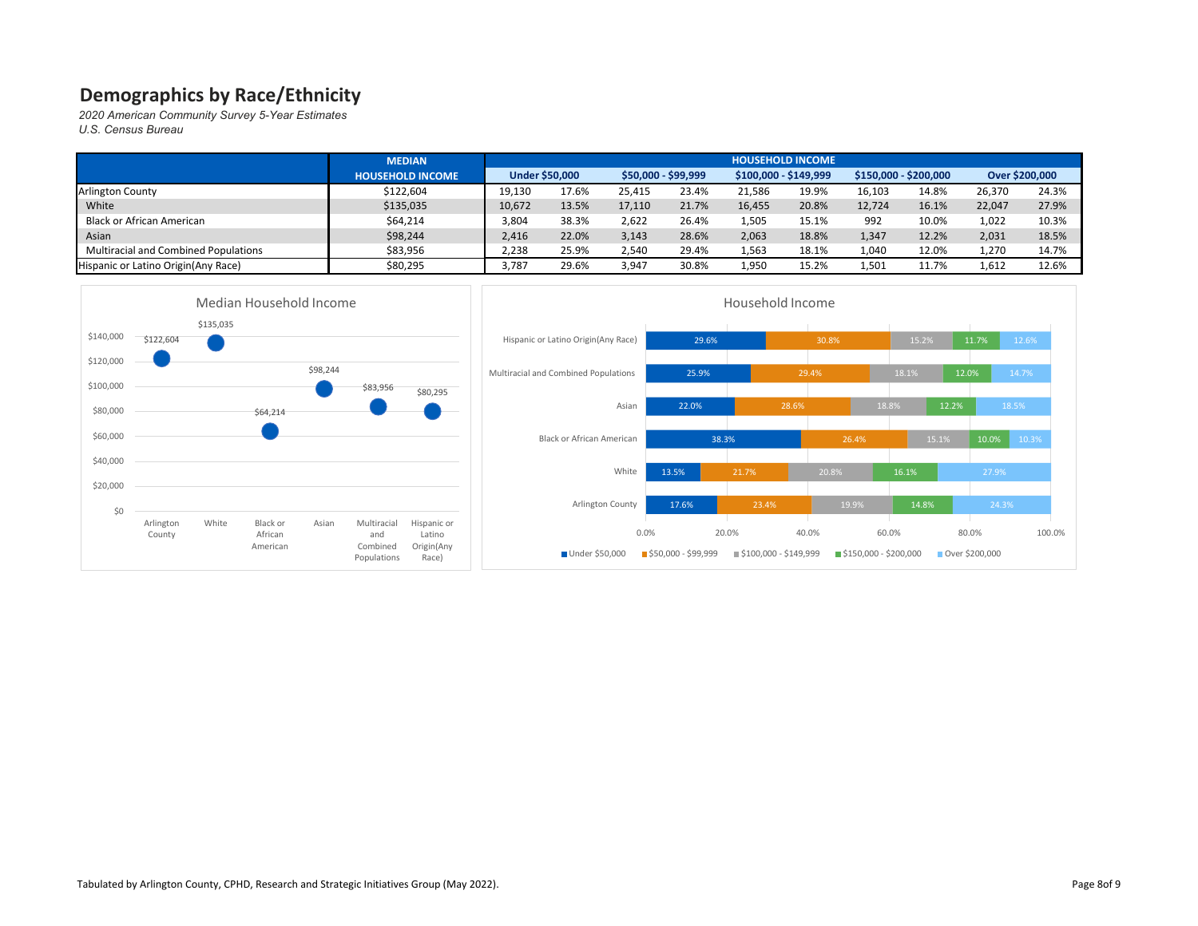# Demographics by Race/Ethnicity

*2020 American Community Survey 5-Year Estimates*
*U.S. Census Bureau*

| | MEDIAN HOUSEHOLD INCOME | HOUSEHOLD INCOME | | | | | | | | | |
|---|---|---|---|---|---|---|---|---|---|---|---|
| | | Under $50,000 | | $50,000 - $99,999 | | $100,000 - $149,999 | | $150,000 - $200,000 | | Over $200,000 | |
| Arlington County | $122,604 | 19,130 | 17.6% | 25,415 | 23.4% | 21,586 | 19.9% | 16,103 | 14.8% | 26,370 | 24.3% |
| White | $135,035 | 10,672 | 13.5% | 17,110 | 21.7% | 16,455 | 20.8% | 12,724 | 16.1% | 22,047 | 27.9% |
| Black or African American | $64,214 | 3,804 | 38.3% | 2,622 | 26.4% | 1,505 | 15.1% | 992 | 10.0% | 1,022 | 10.3% |
| Asian | $98,244 | 2,416 | 22.0% | 3,143 | 28.6% | 2,063 | 18.8% | 1,347 | 12.2% | 2,031 | 18.5% |
| Multiracial and Combined Populations | $83,956 | 2,238 | 25.9% | 2,540 | 29.4% | 1,563 | 18.1% | 1,040 | 12.0% | 1,270 | 14.7% |
| Hispanic or Latino Origin(Any Race) | $80,295 | 3,787 | 29.6% | 3,947 | 30.8% | 1,950 | 15.2% | 1,501 | 11.7% | 1,612 | 12.6% |

Tabulated by Arlington County, CPHD, Research and Strategic Initiatives Group (May 2022).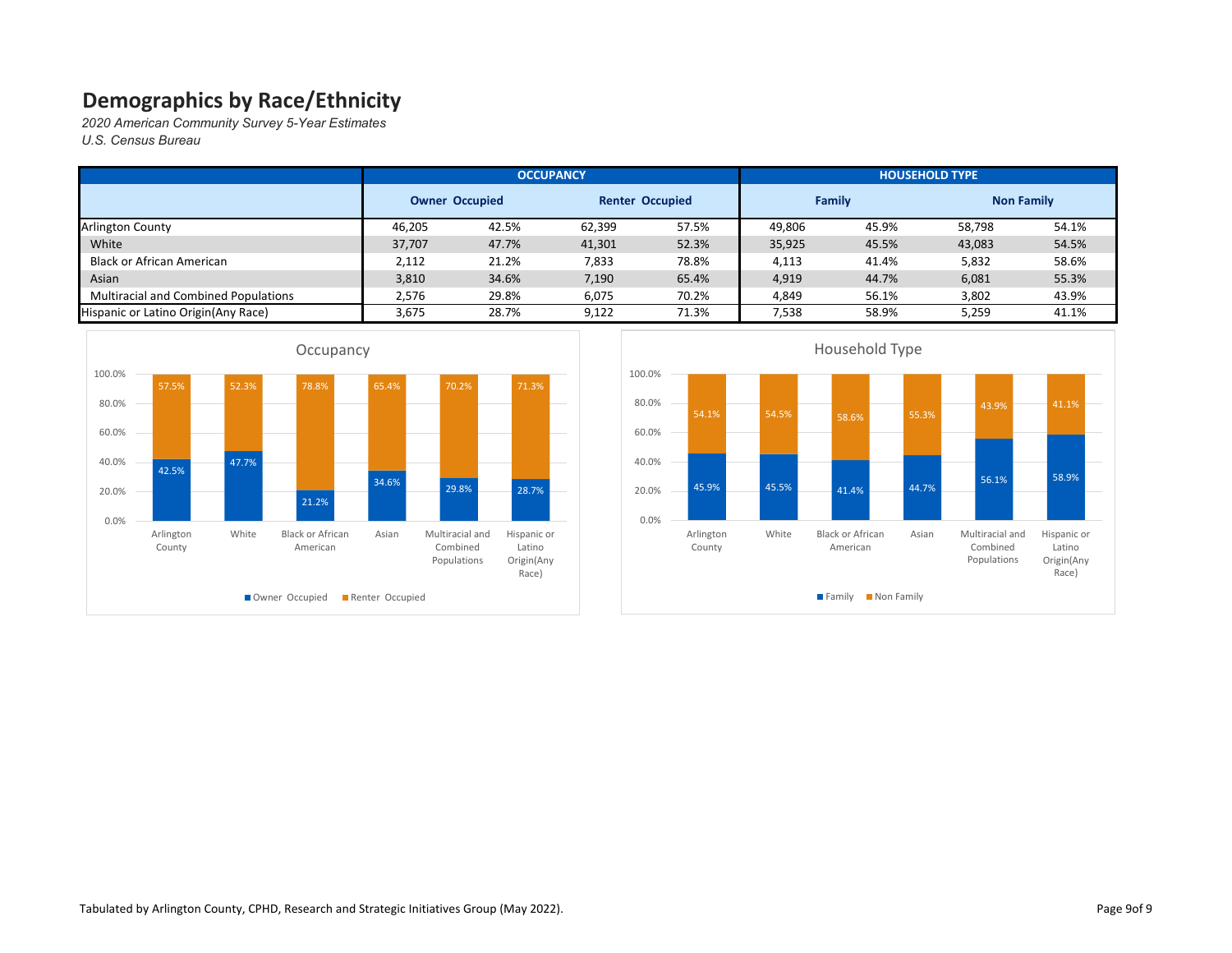# Demographics by Race/Ethnicity

*2020 American Community Survey 5-Year Estimates*
*U.S. Census Bureau*

| | OCCUPANCY | | | | HOUSEHOLD TYPE | | | |
|---|---|---|---|---|---|---|---|---|
| | Owner Occupied | | Renter Occupied | | Family | | Non Family | |
| Arlington County | 46,205 | 42.5% | 62,399 | 57.5% | 49,806 | 45.9% | 58,798 | 54.1% |
| White | 37,707 | 47.7% | 41,301 | 52.3% | 35,925 | 45.5% | 43,083 | 54.5% |
| Black or African American | 2,112 | 21.2% | 7,833 | 78.8% | 4,113 | 41.4% | 5,832 | 58.6% |
| Asian | 3,810 | 34.6% | 7,190 | 65.4% | 4,919 | 44.7% | 6,081 | 55.3% |
| Multiracial and Combined Populations | 2,576 | 29.8% | 6,075 | 70.2% | 4,849 | 56.1% | 3,802 | 43.9% |
| Hispanic or Latino Origin(Any Race) | 3,675 | 28.7% | 9,122 | 71.3% | 7,538 | 58.9% | 5,259 | 41.1% |

Occupancy

100.0%
80.0%
60.0%
40.0%
20.0%
0.0%

57.5%
42.5%
52.3%
47.7%
78.8%
21.2%
65.4%
34.6%
70.2%
29.8%
71.3%
28.7%

Arlington County
White
Black or African American
Asian
Multiracial and Combined Populations
Hispanic or Latino Origin(Any Race)

Owner Occupied
Renter Occupied

Household Type

100.0%
80.0%
60.0%
40.0%
20.0%
0.0%

54.1%
45.9%
54.5%
45.5%
58.6%
41.4%
55.3%
44.7%
43.9%
56.1%
41.1%
58.9%

Arlington County
White
Black or African American
Asian
Multiracial and Combined Populations
Hispanic or Latino Origin(Any Race)

Family
Non Family

Tabulated by Arlington County, CPHD, Research and Strategic Initiatives Group (May 2022).